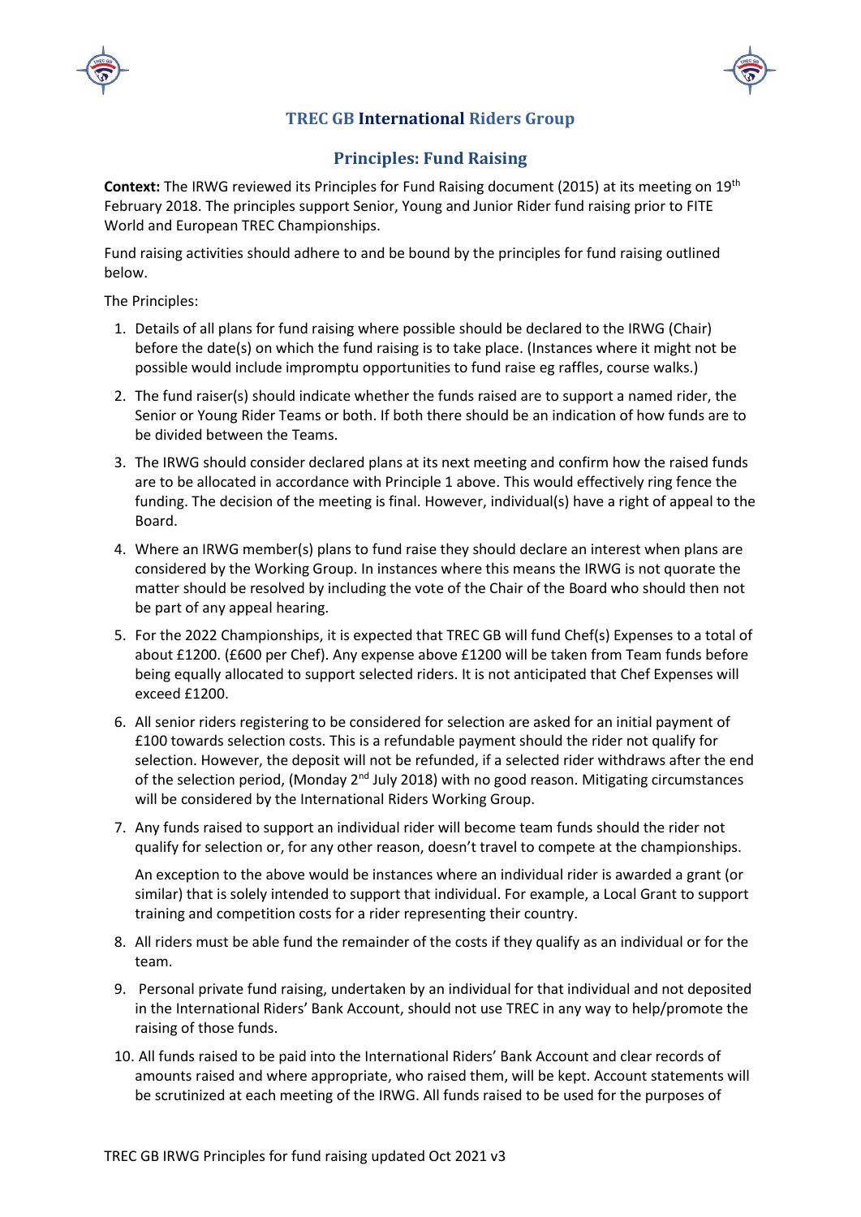## TREC GB International Riders Group

### Principles: Fund Raising

**Context:** The IRWG reviewed its Principles for Fund Raising document (2015) at its meeting on 19th February 2018. The principles support Senior, Young and Junior Rider fund raising prior to FITE World and European TREC Championships.

Fund raising activities should adhere to and be bound by the principles for fund raising outlined below.

The Principles:

1. Details of all plans for fund raising where possible should be declared to the IRWG (Chair) before the date(s) on which the fund raising is to take place. (Instances where it might not be possible would include impromptu opportunities to fund raise eg raffles, course walks.)
2. The fund raiser(s) should indicate whether the funds raised are to support a named rider, the Senior or Young Rider Teams or both. If both there should be an indication of how funds are to be divided between the Teams.
3. The IRWG should consider declared plans at its next meeting and confirm how the raised funds are to be allocated in accordance with Principle 1 above. This would effectively ring fence the funding. The decision of the meeting is final. However, individual(s) have a right of appeal to the Board.
4. Where an IRWG member(s) plans to fund raise they should declare an interest when plans are considered by the Working Group. In instances where this means the IRWG is not quorate the matter should be resolved by including the vote of the Chair of the Board who should then not be part of any appeal hearing.
5. For the 2022 Championships, it is expected that TREC GB will fund Chef(s) Expenses to a total of about £1200. (£600 per Chef). Any expense above £1200 will be taken from Team funds before being equally allocated to support selected riders. It is not anticipated that Chef Expenses will exceed £1200.
6. All senior riders registering to be considered for selection are asked for an initial payment of £100 towards selection costs. This is a refundable payment should the rider not qualify for selection. However, the deposit will not be refunded, if a selected rider withdraws after the end of the selection period, (Monday 2nd July 2018) with no good reason. Mitigating circumstances will be considered by the International Riders Working Group.
7. Any funds raised to support an individual rider will become team funds should the rider not qualify for selection or, for any other reason, doesn't travel to compete at the championships.

   An exception to the above would be instances where an individual rider is awarded a grant (or similar) that is solely intended to support that individual. For example, a Local Grant to support training and competition costs for a rider representing their country.
8. All riders must be able fund the remainder of the costs if they qualify as an individual or for the team.
9. Personal private fund raising, undertaken by an individual for that individual and not deposited in the International Riders' Bank Account, should not use TREC in any way to help/promote the raising of those funds.
10. All funds raised to be paid into the International Riders' Bank Account and clear records of amounts raised and where appropriate, who raised them, will be kept. Account statements will be scrutinized at each meeting of the IRWG. All funds raised to be used for the purposes of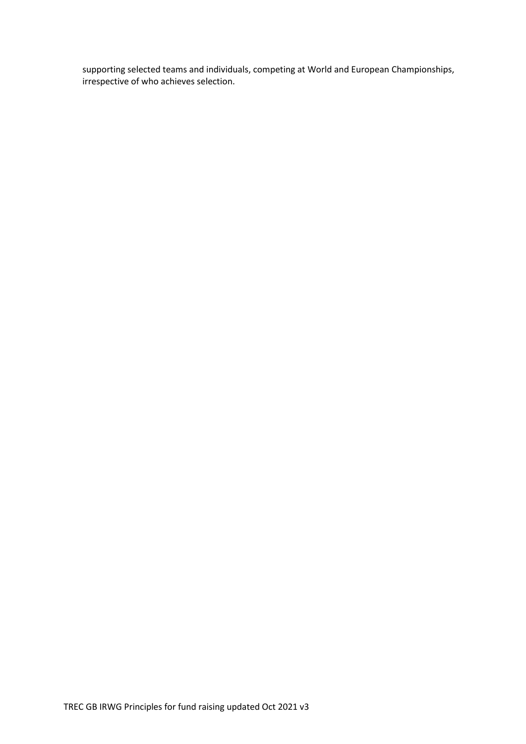supporting selected teams and individuals, competing at World and European Championships, irrespective of who achieves selection.